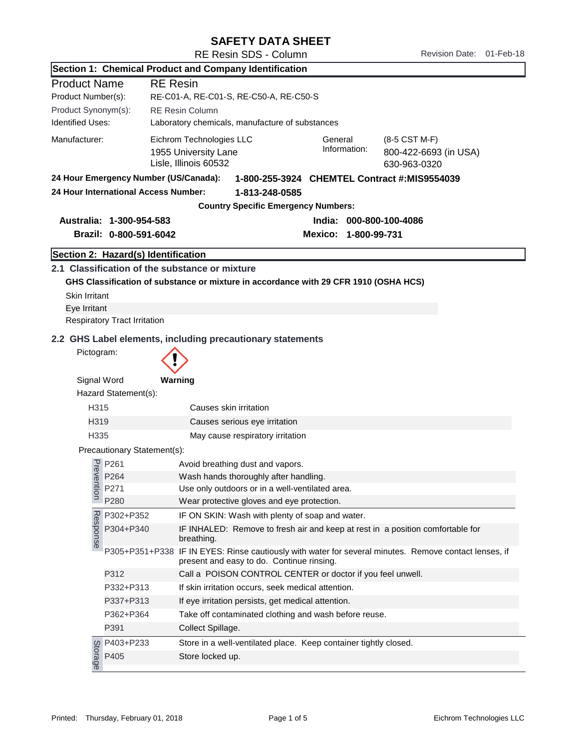# SAFETY DATA SHEET

RE Resin SDS - Column

Revision Date: 01-Feb-18

## Section 1: Chemical Product and Company Identification

| | |
|---|---|
| **Product Name** | **RE Resin** |
| Product Number(s): | RE-C01-A, RE-C01-S, RE-C50-A, RE-C50-S |
| Product Synonym(s): | RE Resin Column |
| Identified Uses: | Laboratory chemicals, manufacture of substances |

Manufacturer: Eichrom Technologies LLC
1955 University Lane
Lisle, Illinois 60532

General Information: (8-5 CST M-F)
800-422-6693 (in USA)
630-963-0320

**24 Hour Emergency Number (US/Canada):** **1-800-255-3924 CHEMTEL Contract #:MIS9554039**

**24 Hour International Access Number:** **1-813-248-0585**

**Country Specific Emergency Numbers:**

**Australia: 1-300-954-583**
**Brazil: 0-800-591-6042**
**India: 000-800-100-4086**
**Mexico: 1-800-99-731**

## Section 2: Hazard(s) Identification

### 2.1 Classification of the substance or mixture

**GHS Classification of substance or mixture in accordance with 29 CFR 1910 (OSHA HCS)**

Skin Irritant
Eye Irritant
Respiratory Tract Irritation

### 2.2 GHS Label elements, including precautionary statements

Pictogram:

Signal Word **Warning**

Hazard Statement(s):

| Code | Statement |
|---|---|
| H315 | Causes skin irritation |
| H319 | Causes serious eye irritation |
| H335 | May cause respiratory irritation |

Precautionary Statement(s):

| Category | Code | Statement |
|---|---|---|
| Prevention | P261 | Avoid breathing dust and vapors. |
| | P264 | Wash hands thoroughly after handling. |
| | P271 | Use only outdoors or in a well-ventilated area. |
| | P280 | Wear protective gloves and eye protection. |
| Response | P302+P352 | IF ON SKIN: Wash with plenty of soap and water. |
| | P304+P340 | IF INHALED: Remove to fresh air and keep at rest in a position comfortable for breathing. |
| | P305+P351+P338 | IF IN EYES: Rinse cautiously with water for several minutes. Remove contact lenses, if present and easy to do. Continue rinsing. |
| | P312 | Call a POISON CONTROL CENTER or doctor if you feel unwell. |
| | P332+P313 | If skin irritation occurs, seek medical attention. |
| | P337+P313 | If eye irritation persists, get medical attention. |
| | P362+P364 | Take off contaminated clothing and wash before reuse. |
| | P391 | Collect Spillage. |
| Storage | P403+P233 | Store in a well-ventilated place. Keep container tightly closed. |
| | P405 | Store locked up. |

Printed: Thursday, February 01, 2018 — Eichrom Technologies LLC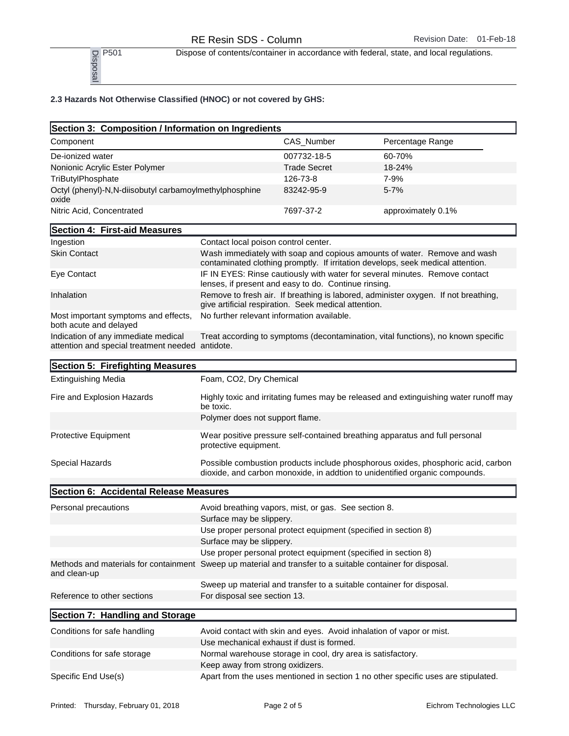| Disposal | P501 | Dispose of contents/container in accordance with federal, state, and local regulations. |
|---|---|---|

**2.3 Hazards Not Otherwise Classified (HNOC) or not covered by GHS:**

## Section 3: Composition / Information on Ingredients

| Component | CAS_Number | Percentage Range |
|---|---|---|
| De-ionized water | 007732-18-5 | 60-70% |
| Nonionic Acrylic Ester Polymer | Trade Secret | 18-24% |
| TriButylPhosphate | 126-73-8 | 7-9% |
| Octyl (phenyl)-N,N-diisobutyl carbamoylmethylphosphine oxide | 83242-95-9 | 5-7% |
| Nitric Acid, Concentrated | 7697-37-2 | approximately 0.1% |

## Section 4: First-aid Measures

| | |
|---|---|
| Ingestion | Contact local poison control center. |
| Skin Contact | Wash immediately with soap and copious amounts of water. Remove and wash contaminated clothing promptly. If irritation develops, seek medical attention. |
| Eye Contact | IF IN EYES: Rinse cautiously with water for several minutes. Remove contact lenses, if present and easy to do. Continue rinsing. |
| Inhalation | Remove to fresh air. If breathing is labored, administer oxygen. If not breathing, give artificial respiration. Seek medical attention. |
| Most important symptoms and effects, both acute and delayed | No further relevant information available. |
| Indication of any immediate medical attention and special treatment needed | Treat according to symptoms (decontamination, vital functions), no known specific antidote. |

## Section 5: Firefighting Measures

| | |
|---|---|
| Extinguishing Media | Foam, CO2, Dry Chemical |
| Fire and Explosion Hazards | Highly toxic and irritating fumes may be released and extinguishing water runoff may be toxic. |
| | Polymer does not support flame. |
| Protective Equipment | Wear positive pressure self-contained breathing apparatus and full personal protective equipment. |
| Special Hazards | Possible combustion products include phosphorous oxides, phosphoric acid, carbon dioxide, and carbon monoxide, in addtion to unidentified organic compounds. |

## Section 6: Accidental Release Measures

| | |
|---|---|
| Personal precautions | Avoid breathing vapors, mist, or gas. See section 8. |
| | Surface may be slippery. |
| | Use proper personal protect equipment (specified in section 8) |
| | Surface may be slippery. |
| | Use proper personal protect equipment (specified in section 8) |
| Methods and materials for containment and clean-up | Sweep up material and transfer to a suitable container for disposal. |
| | Sweep up material and transfer to a suitable container for disposal. |
| Reference to other sections | For disposal see section 13. |

## Section 7: Handling and Storage

| | |
|---|---|
| Conditions for safe handling | Avoid contact with skin and eyes. Avoid inhalation of vapor or mist. |
| | Use mechanical exhaust if dust is formed. |
| Conditions for safe storage | Normal warehouse storage in cool, dry area is satisfactory. |
| | Keep away from strong oxidizers. |
| Specific End Use(s) | Apart from the uses mentioned in section 1 no other specific uses are stipulated. |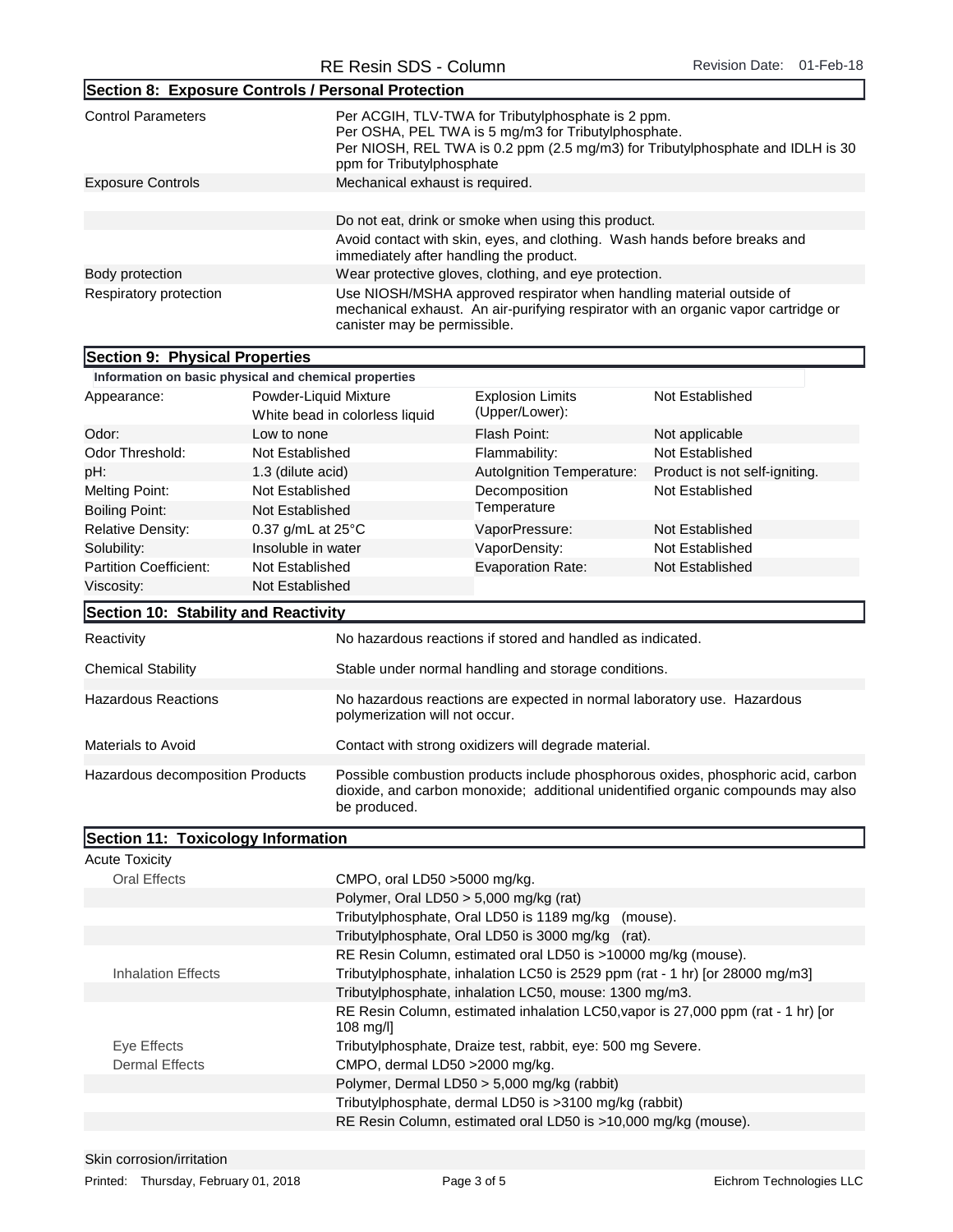## Section 8: Exposure Controls / Personal Protection

| | |
|---|---|
| Control Parameters | Per ACGIH, TLV-TWA for Tributylphosphate is 2 ppm. Per OSHA, PEL TWA is 5 mg/m3 for Tributylphosphate. Per NIOSH, REL TWA is 0.2 ppm (2.5 mg/m3) for Tributylphosphate and IDLH is 30 ppm for Tributylphosphate |
| Exposure Controls | Mechanical exhaust is required. |
| | |
| | Do not eat, drink or smoke when using this product. |
| | Avoid contact with skin, eyes, and clothing. Wash hands before breaks and immediately after handling the product. |
| Body protection | Wear protective gloves, clothing, and eye protection. |
| Respiratory protection | Use NIOSH/MSHA approved respirator when handling material outside of mechanical exhaust. An air-purifying respirator with an organic vapor cartridge or canister may be permissible. |

## Section 9: Physical Properties

**Information on basic physical and chemical properties**

| | | | |
|---|---|---|---|
| Appearance: | Powder-Liquid Mixture White bead in colorless liquid | Explosion Limits (Upper/Lower): | Not Established |
| Odor: | Low to none | Flash Point: | Not applicable |
| Odor Threshold: | Not Established | Flammability: | Not Established |
| pH: | 1.3 (dilute acid) | AutoIgnition Temperature: | Product is not self-igniting. |
| Melting Point: | Not Established | Decomposition Temperature | Not Established |
| Boiling Point: | Not Established | | |
| Relative Density: | 0.37 g/mL at 25°C | VaporPressure: | Not Established |
| Solubility: | Insoluble in water | VaporDensity: | Not Established |
| Partition Coefficient: | Not Established | Evaporation Rate: | Not Established |
| Viscosity: | Not Established | | |

## Section 10: Stability and Reactivity

| | |
|---|---|
| Reactivity | No hazardous reactions if stored and handled as indicated. |
| Chemical Stability | Stable under normal handling and storage conditions. |
| Hazardous Reactions | No hazardous reactions are expected in normal laboratory use. Hazardous polymerization will not occur. |
| Materials to Avoid | Contact with strong oxidizers will degrade material. |
| Hazardous decomposition Products | Possible combustion products include phosphorous oxides, phosphoric acid, carbon dioxide, and carbon monoxide; additional unidentified organic compounds may also be produced. |

## Section 11: Toxicology Information

Acute Toxicity

| | |
|---|---|
| Oral Effects | CMPO, oral LD50 >5000 mg/kg. |
| | Polymer, Oral LD50 > 5,000 mg/kg (rat) |
| | Tributylphosphate, Oral LD50 is 1189 mg/kg (mouse). |
| | Tributylphosphate, Oral LD50 is 3000 mg/kg (rat). |
| | RE Resin Column, estimated oral LD50 is >10000 mg/kg (mouse). |
| Inhalation Effects | Tributylphosphate, inhalation LC50 is 2529 ppm (rat - 1 hr) [or 28000 mg/m3] |
| | Tributylphosphate, inhalation LC50, mouse: 1300 mg/m3. |
| | RE Resin Column, estimated inhalation LC50,vapor is 27,000 ppm (rat - 1 hr) [or 108 mg/l] |
| Eye Effects | Tributylphosphate, Draize test, rabbit, eye: 500 mg Severe. |
| Dermal Effects | CMPO, dermal LD50 >2000 mg/kg. |
| | Polymer, Dermal LD50 > 5,000 mg/kg (rabbit) |
| | Tributylphosphate, dermal LD50 is >3100 mg/kg (rabbit) |
| | RE Resin Column, estimated oral LD50 is >10,000 mg/kg (mouse). |

Skin corrosion/irritation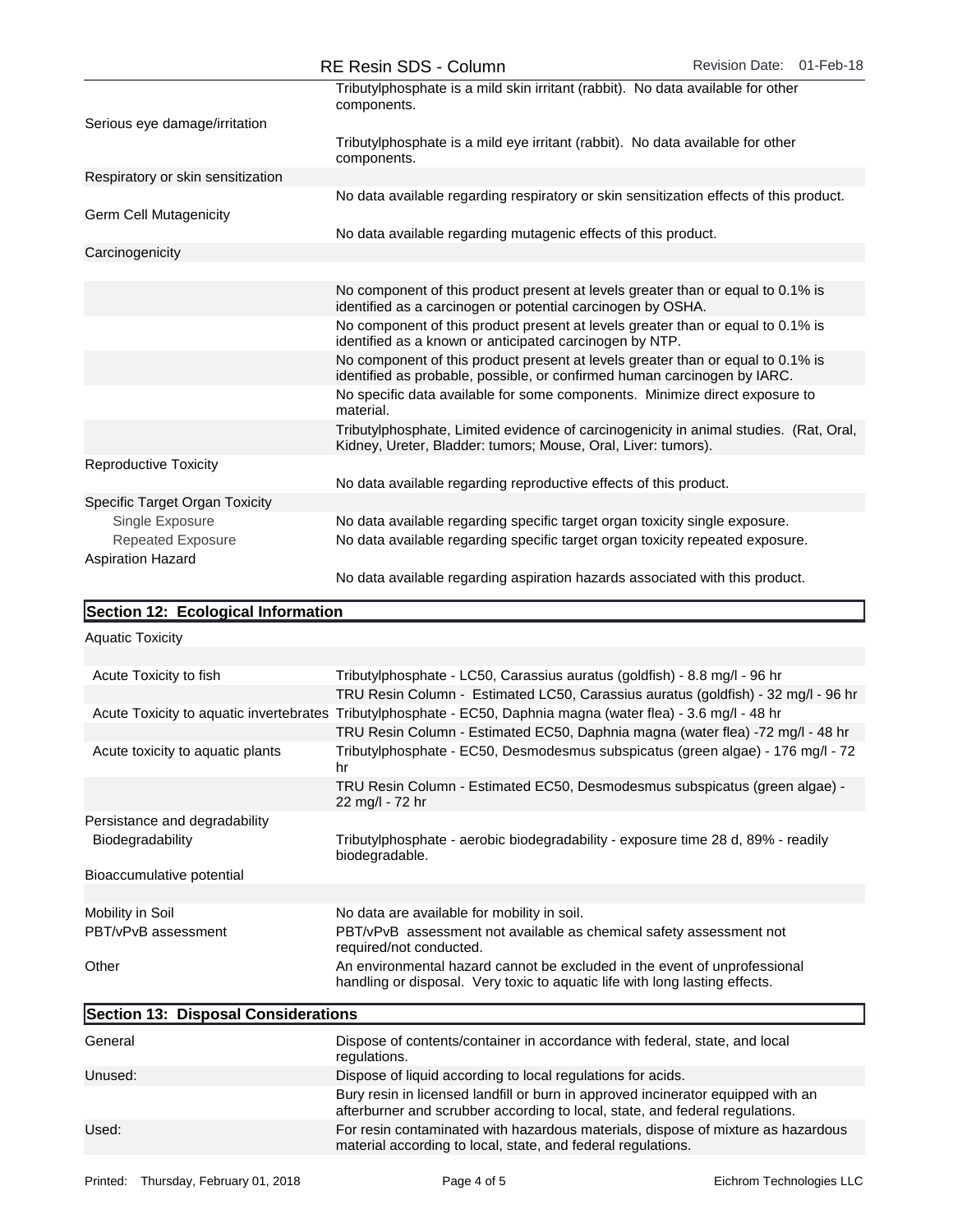| | |
|---|---|
| | Tributylphosphate is a mild skin irritant (rabbit). No data available for other components. |
| Serious eye damage/irritation | |
| | Tributylphosphate is a mild eye irritant (rabbit). No data available for other components. |
| Respiratory or skin sensitization | |
| | No data available regarding respiratory or skin sensitization effects of this product. |
| Germ Cell Mutagenicity | |
| | No data available regarding mutagenic effects of this product. |
| Carcinogenicity | |
| | No component of this product present at levels greater than or equal to 0.1% is identified as a carcinogen or potential carcinogen by OSHA. |
| | No component of this product present at levels greater than or equal to 0.1% is identified as a known or anticipated carcinogen by NTP. |
| | No component of this product present at levels greater than or equal to 0.1% is identified as probable, possible, or confirmed human carcinogen by IARC. |
| | No specific data available for some components. Minimize direct exposure to material. |
| | Tributylphosphate, Limited evidence of carcinogenicity in animal studies. (Rat, Oral, Kidney, Ureter, Bladder: tumors; Mouse, Oral, Liver: tumors). |
| Reproductive Toxicity | |
| | No data available regarding reproductive effects of this product. |
| Specific Target Organ Toxicity | |
| Single Exposure | No data available regarding specific target organ toxicity single exposure. |
| Repeated Exposure | No data available regarding specific target organ toxicity repeated exposure. |
| Aspiration Hazard | |
| | No data available regarding aspiration hazards associated with this product. |

## Section 12: Ecological Information

| | |
|---|---|
| Aquatic Toxicity | |
| Acute Toxicity to fish | Tributylphosphate - LC50, Carassius auratus (goldfish) - 8.8 mg/l - 96 hr |
| | TRU Resin Column - Estimated LC50, Carassius auratus (goldfish) - 32 mg/l - 96 hr |
| Acute Toxicity to aquatic invertebrates | Tributylphosphate - EC50, Daphnia magna (water flea) - 3.6 mg/l - 48 hr |
| | TRU Resin Column - Estimated EC50, Daphnia magna (water flea) -72 mg/l - 48 hr |
| Acute toxicity to aquatic plants | Tributylphosphate - EC50, Desmodesmus subspicatus (green algae) - 176 mg/l - 72 hr |
| | TRU Resin Column - Estimated EC50, Desmodesmus subspicatus (green algae) - 22 mg/l - 72 hr |
| Persistance and degradability | |
| Biodegradability | Tributylphosphate - aerobic biodegradability - exposure time 28 d, 89% - readily biodegradable. |
| Bioaccumulative potential | |
| Mobility in Soil | No data are available for mobility in soil. |
| PBT/vPvB assessment | PBT/vPvB assessment not available as chemical safety assessment not required/not conducted. |
| Other | An environmental hazard cannot be excluded in the event of unprofessional handling or disposal. Very toxic to aquatic life with long lasting effects. |

## Section 13: Disposal Considerations

| | |
|---|---|
| General | Dispose of contents/container in accordance with federal, state, and local regulations. |
| Unused: | Dispose of liquid according to local regulations for acids. |
| | Bury resin in licensed landfill or burn in approved incinerator equipped with an afterburner and scrubber according to local, state, and federal regulations. |
| Used: | For resin contaminated with hazardous materials, dispose of mixture as hazardous material according to local, state, and federal regulations. |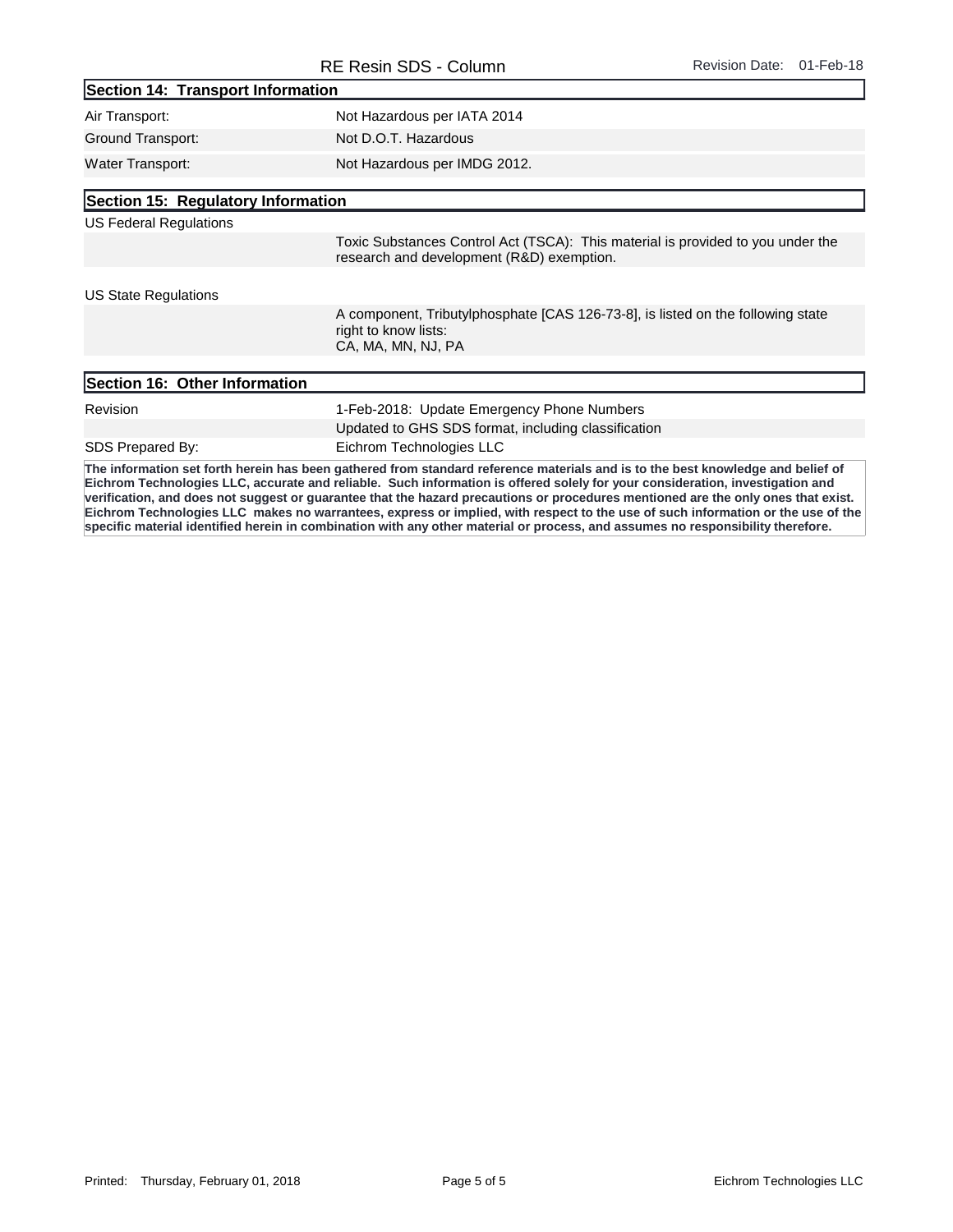## Section 14: Transport Information

| | |
|---|---|
| Air Transport: | Not Hazardous per IATA 2014 |
| Ground Transport: | Not D.O.T. Hazardous |
| Water Transport: | Not Hazardous per IMDG 2012. |

## Section 15: Regulatory Information

US Federal Regulations

Toxic Substances Control Act (TSCA): This material is provided to you under the research and development (R&D) exemption.

US State Regulations

A component, Tributylphosphate [CAS 126-73-8], is listed on the following state right to know lists:
CA, MA, MN, NJ, PA

## Section 16: Other Information

| | |
|---|---|
| Revision | 1-Feb-2018: Update Emergency Phone Numbers |
| | Updated to GHS SDS format, including classification |
| SDS Prepared By: | Eichrom Technologies LLC |

**The information set forth herein has been gathered from standard reference materials and is to the best knowledge and belief of Eichrom Technologies LLC, accurate and reliable. Such information is offered solely for your consideration, investigation and verification, and does not suggest or guarantee that the hazard precautions or procedures mentioned are the only ones that exist. Eichrom Technologies LLC makes no warrantees, express or implied, with respect to the use of such information or the use of the specific material identified herein in combination with any other material or process, and assumes no responsibility therefore.**